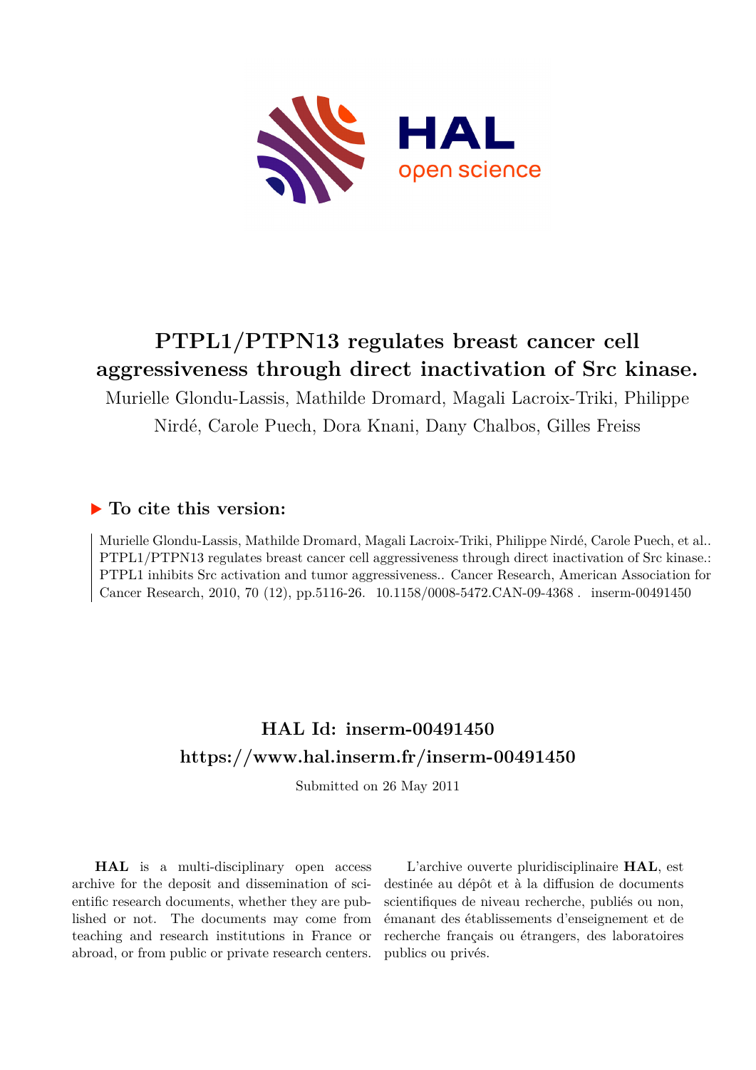# PTPL1/PTPN13 regulates breast cancer cell aggressiveness through direct inactivation of Src kinase.

Murielle Glondu-Lassis, Mathilde Dromard, Magali Lacroix-Triki, Philippe Nirdé, Carole Puech, Dora Knani, Dany Chalbos, Gilles Freiss

## ▶ To cite this version:

Murielle Glondu-Lassis, Mathilde Dromard, Magali Lacroix-Triki, Philippe Nirdé, Carole Puech, et al.. PTPL1/PTPN13 regulates breast cancer cell aggressiveness through direct inactivation of Src kinase.: PTPL1 inhibits Src activation and tumor aggressiveness.. Cancer Research, American Association for Cancer Research, 2010, 70 (12), pp.5116-26. 10.1158/0008-5472.CAN-09-4368 . inserm-00491450

## HAL Id: inserm-00491450

## https://www.hal.inserm.fr/inserm-00491450

Submitted on 26 May 2011

**HAL** is a multi-disciplinary open access archive for the deposit and dissemination of scientific research documents, whether they are published or not. The documents may come from teaching and research institutions in France or abroad, or from public or private research centers.

L'archive ouverte pluridisciplinaire **HAL**, est destinée au dépôt et à la diffusion de documents scientifiques de niveau recherche, publiés ou non, émanant des établissements d'enseignement et de recherche français ou étrangers, des laboratoires publics ou privés.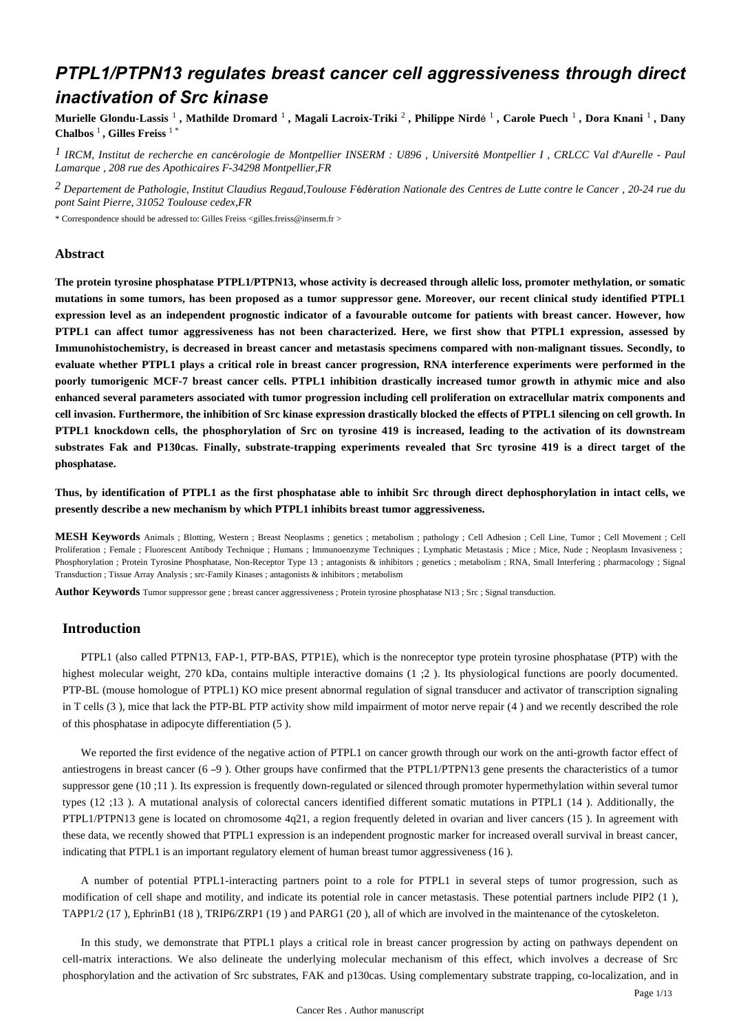# PTPL1/PTPN13 regulates breast cancer cell aggressiveness through direct inactivation of Src kinase

**Murielle Glondu-Lassis** [1], **Mathilde Dromard** [1], **Magali Lacroix-Triki** [2], **Philippe Nirdé** [1], **Carole Puech** [1], **Dora Knani** [1], **Dany Chalbos** [1], **Gilles Freiss** [1 *]

[1] *IRCM, Institut de recherche en cancérologie de Montpellier INSERM : U896 , Université Montpellier I , CRLCC Val d'Aurelle - Paul Lamarque , 208 rue des Apothicaires F-34298 Montpellier,FR*

[2] *Departement de Pathologie, Institut Claudius Regaud,Toulouse Fédération Nationale des Centres de Lutte contre le Cancer , 20-24 rue du pont Saint Pierre, 31052 Toulouse cedex,FR*

\* Correspondence should be adressed to: Gilles Freiss <gilles.freiss@inserm.fr >

## Abstract

**The protein tyrosine phosphatase PTPL1/PTPN13, whose activity is decreased through allelic loss, promoter methylation, or somatic mutations in some tumors, has been proposed as a tumor suppressor gene. Moreover, our recent clinical study identified PTPL1 expression level as an independent prognostic indicator of a favourable outcome for patients with breast cancer. However, how PTPL1 can affect tumor aggressiveness has not been characterized. Here, we first show that PTPL1 expression, assessed by Immunohistochemistry, is decreased in breast cancer and metastasis specimens compared with non-malignant tissues. Secondly, to evaluate whether PTPL1 plays a critical role in breast cancer progression, RNA interference experiments were performed in the poorly tumorigenic MCF-7 breast cancer cells. PTPL1 inhibition drastically increased tumor growth in athymic mice and also enhanced several parameters associated with tumor progression including cell proliferation on extracellular matrix components and cell invasion. Furthermore, the inhibition of Src kinase expression drastically blocked the effects of PTPL1 silencing on cell growth. In PTPL1 knockdown cells, the phosphorylation of Src on tyrosine 419 is increased, leading to the activation of its downstream substrates Fak and P130cas. Finally, substrate-trapping experiments revealed that Src tyrosine 419 is a direct target of the phosphatase.**

**Thus, by identification of PTPL1 as the first phosphatase able to inhibit Src through direct dephosphorylation in intact cells, we presently describe a new mechanism by which PTPL1 inhibits breast tumor aggressiveness.**

**MESH Keywords** Animals ; Blotting, Western ; Breast Neoplasms ; genetics ; metabolism ; pathology ; Cell Adhesion ; Cell Line, Tumor ; Cell Movement ; Cell Proliferation ; Female ; Fluorescent Antibody Technique ; Humans ; Immunoenzyme Techniques ; Lymphatic Metastasis ; Mice ; Mice, Nude ; Neoplasm Invasiveness ; Phosphorylation ; Protein Tyrosine Phosphatase, Non-Receptor Type 13 ; antagonists & inhibitors ; genetics ; metabolism ; RNA, Small Interfering ; pharmacology ; Signal Transduction ; Tissue Array Analysis ; src-Family Kinases ; antagonists & inhibitors ; metabolism

**Author Keywords** Tumor suppressor gene ; breast cancer aggressiveness ; Protein tyrosine phosphatase N13 ; Src ; Signal transduction.

## Introduction

PTPL1 (also called PTPN13, FAP-1, PTP-BAS, PTP1E), which is the nonreceptor type protein tyrosine phosphatase (PTP) with the highest molecular weight, 270 kDa, contains multiple interactive domains (1 ;2 ). Its physiological functions are poorly documented. PTP-BL (mouse homologue of PTPL1) KO mice present abnormal regulation of signal transducer and activator of transcription signaling in T cells (3 ), mice that lack the PTP-BL PTP activity show mild impairment of motor nerve repair (4 ) and we recently described the role of this phosphatase in adipocyte differentiation (5 ).

We reported the first evidence of the negative action of PTPL1 on cancer growth through our work on the anti-growth factor effect of antiestrogens in breast cancer (6 –9 ). Other groups have confirmed that the PTPL1/PTPN13 gene presents the characteristics of a tumor suppressor gene (10 ;11 ). Its expression is frequently down-regulated or silenced through promoter hypermethylation within several tumor types (12 ;13 ). A mutational analysis of colorectal cancers identified different somatic mutations in PTPL1 (14 ). Additionally, the PTPL1/PTPN13 gene is located on chromosome 4q21, a region frequently deleted in ovarian and liver cancers (15 ). In agreement with these data, we recently showed that PTPL1 expression is an independent prognostic marker for increased overall survival in breast cancer, indicating that PTPL1 is an important regulatory element of human breast tumor aggressiveness (16 ).

A number of potential PTPL1-interacting partners point to a role for PTPL1 in several steps of tumor progression, such as modification of cell shape and motility, and indicate its potential role in cancer metastasis. These potential partners include PIP2 (1 ), TAPP1/2 (17 ), EphrinB1 (18 ), TRIP6/ZRP1 (19 ) and PARG1 (20 ), all of which are involved in the maintenance of the cytoskeleton.

In this study, we demonstrate that PTPL1 plays a critical role in breast cancer progression by acting on pathways dependent on cell-matrix interactions. We also delineate the underlying molecular mechanism of this effect, which involves a decrease of Src phosphorylation and the activation of Src substrates, FAK and p130cas. Using complementary substrate trapping, co-localization, and in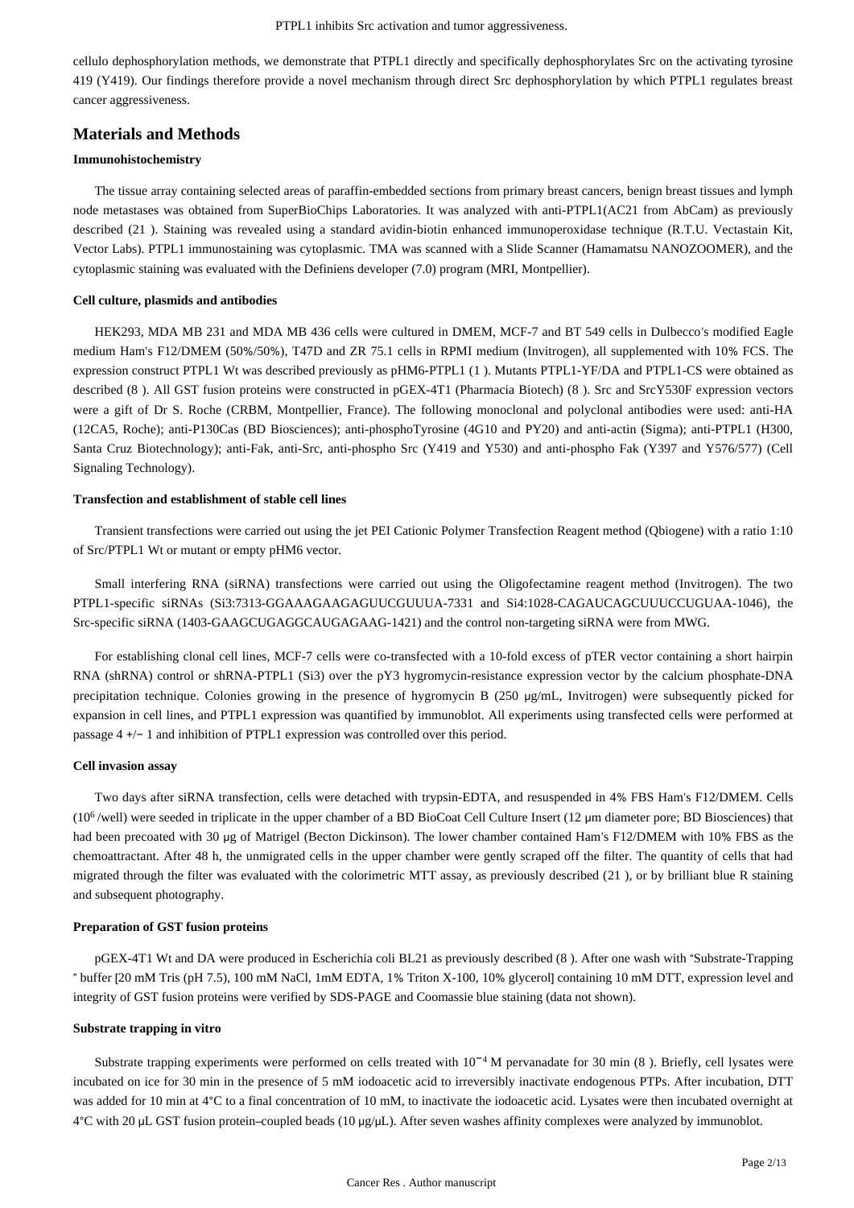cellulo dephosphorylation methods, we demonstrate that PTPL1 directly and specifically dephosphorylates Src on the activating tyrosine 419 (Y419). Our findings therefore provide a novel mechanism through direct Src dephosphorylation by which PTPL1 regulates breast cancer aggressiveness.

## Materials and Methods

### Immunohistochemistry

The tissue array containing selected areas of paraffin-embedded sections from primary breast cancers, benign breast tissues and lymph node metastases was obtained from SuperBioChips Laboratories. It was analyzed with anti-PTPL1(AC21 from AbCam) as previously described (21 ). Staining was revealed using a standard avidin-biotin enhanced immunoperoxidase technique (R.T.U. Vectastain Kit, Vector Labs). PTPL1 immunostaining was cytoplasmic. TMA was scanned with a Slide Scanner (Hamamatsu NANOZOOMER), and the cytoplasmic staining was evaluated with the Definiens developer (7.0) program (MRI, Montpellier).

### Cell culture, plasmids and antibodies

HEK293, MDA MB 231 and MDA MB 436 cells were cultured in DMEM, MCF-7 and BT 549 cells in Dulbecco's modified Eagle medium Ham's F12/DMEM (50%/50%), T47D and ZR 75.1 cells in RPMI medium (Invitrogen), all supplemented with 10% FCS. The expression construct PTPL1 Wt was described previously as pHM6-PTPL1 (1 ). Mutants PTPL1-YF/DA and PTPL1-CS were obtained as described (8 ). All GST fusion proteins were constructed in pGEX-4T1 (Pharmacia Biotech) (8 ). Src and SrcY530F expression vectors were a gift of Dr S. Roche (CRBM, Montpellier, France). The following monoclonal and polyclonal antibodies were used: anti-HA (12CA5, Roche); anti-P130Cas (BD Biosciences); anti-phosphoTyrosine (4G10 and PY20) and anti-actin (Sigma); anti-PTPL1 (H300, Santa Cruz Biotechnology); anti-Fak, anti-Src, anti-phospho Src (Y419 and Y530) and anti-phospho Fak (Y397 and Y576/577) (Cell Signaling Technology).

### Transfection and establishment of stable cell lines

Transient transfections were carried out using the jet PEI Cationic Polymer Transfection Reagent method (Qbiogene) with a ratio 1:10 of Src/PTPL1 Wt or mutant or empty pHM6 vector.

Small interfering RNA (siRNA) transfections were carried out using the Oligofectamine reagent method (Invitrogen). The two PTPL1-specific siRNAs (Si3:7313-GGAAAGAAGAGUUCGUUUA-7331 and Si4:1028-CAGAUCAGCUUUCCUGUAA-1046), the Src-specific siRNA (1403-GAAGCUGAGGCAUGAGAAG-1421) and the control non-targeting siRNA were from MWG.

For establishing clonal cell lines, MCF-7 cells were co-transfected with a 10-fold excess of pTER vector containing a short hairpin RNA (shRNA) control or shRNA-PTPL1 (Si3) over the pY3 hygromycin-resistance expression vector by the calcium phosphate-DNA precipitation technique. Colonies growing in the presence of hygromycin B (250 μg/mL, Invitrogen) were subsequently picked for expansion in cell lines, and PTPL1 expression was quantified by immunoblot. All experiments using transfected cells were performed at passage 4 +/− 1 and inhibition of PTPL1 expression was controlled over this period.

### Cell invasion assay

Two days after siRNA transfection, cells were detached with trypsin-EDTA, and resuspended in 4% FBS Ham's F12/DMEM. Cells ($10^6$ /well) were seeded in triplicate in the upper chamber of a BD BioCoat Cell Culture Insert (12 μm diameter pore; BD Biosciences) that had been precoated with 30 μg of Matrigel (Becton Dickinson). The lower chamber contained Ham's F12/DMEM with 10% FBS as the chemoattractant. After 48 h, the unmigrated cells in the upper chamber were gently scraped off the filter. The quantity of cells that had migrated through the filter was evaluated with the colorimetric MTT assay, as previously described (21 ), or by brilliant blue R staining and subsequent photography.

### Preparation of GST fusion proteins

pGEX-4T1 Wt and DA were produced in Escherichia coli BL21 as previously described (8 ). After one wash with "Substrate-Trapping " buffer [20 mM Tris (pH 7.5), 100 mM NaCl, 1mM EDTA, 1% Triton X-100, 10% glycerol] containing 10 mM DTT, expression level and integrity of GST fusion proteins were verified by SDS-PAGE and Coomassie blue staining (data not shown).

### Substrate trapping in vitro

Substrate trapping experiments were performed on cells treated with $10^{-4}$ M pervanadate for 30 min (8 ). Briefly, cell lysates were incubated on ice for 30 min in the presence of 5 mM iodoacetic acid to irreversibly inactivate endogenous PTPs. After incubation, DTT was added for 10 min at 4°C to a final concentration of 10 mM, to inactivate the iodoacetic acid. Lysates were then incubated overnight at 4°C with 20 μL GST fusion protein–coupled beads (10 μg/μL). After seven washes affinity complexes were analyzed by immunoblot.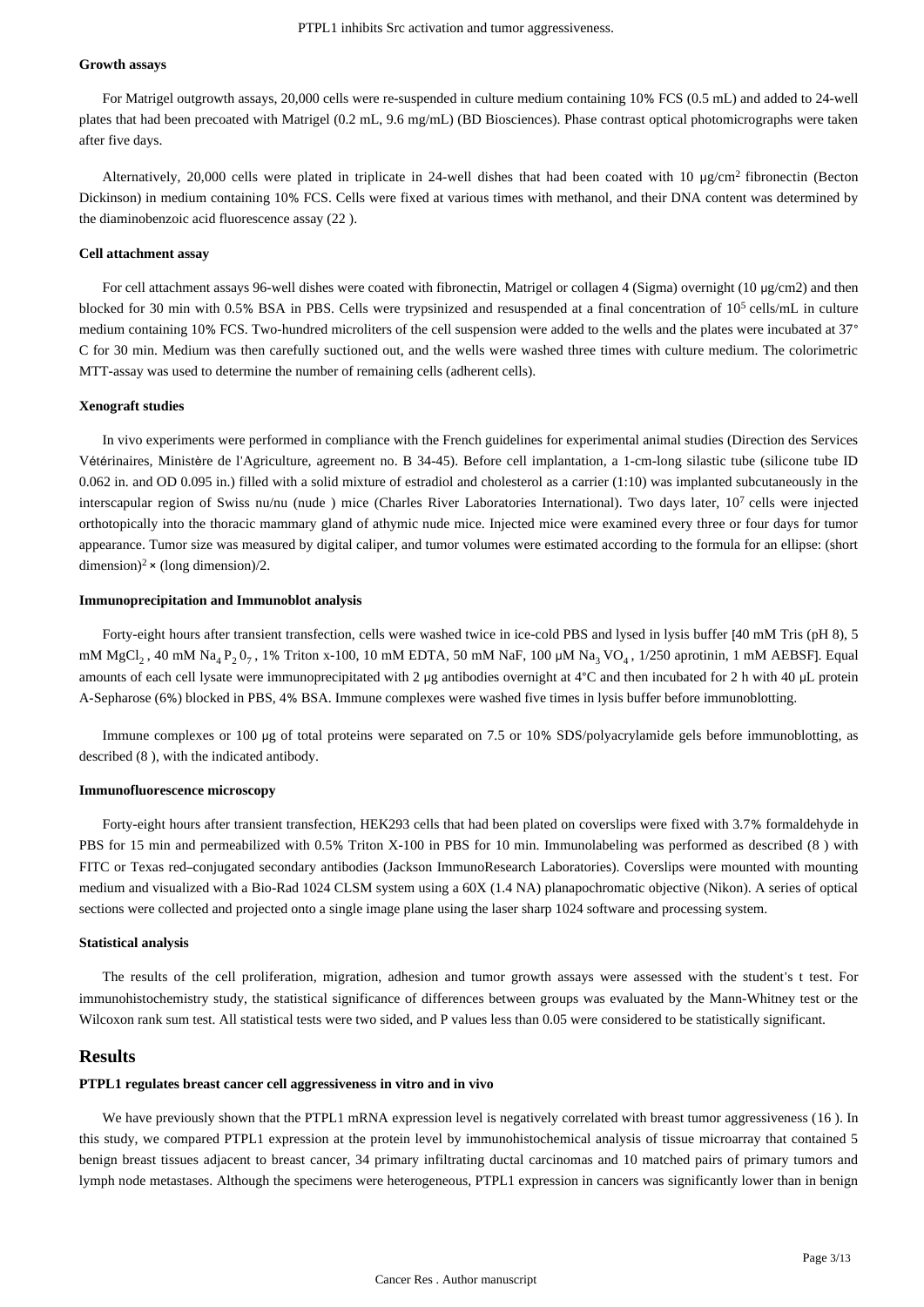#### Growth assays

For Matrigel outgrowth assays, 20,000 cells were re-suspended in culture medium containing 10% FCS (0.5 mL) and added to 24-well plates that had been precoated with Matrigel (0.2 mL, 9.6 mg/mL) (BD Biosciences). Phase contrast optical photomicrographs were taken after five days.

Alternatively, 20,000 cells were plated in triplicate in 24-well dishes that had been coated with 10 μg/cm$^2$ fibronectin (Becton Dickinson) in medium containing 10% FCS. Cells were fixed at various times with methanol, and their DNA content was determined by the diaminobenzoic acid fluorescence assay (22 ).

#### Cell attachment assay

For cell attachment assays 96-well dishes were coated with fibronectin, Matrigel or collagen 4 (Sigma) overnight (10 μg/cm2) and then blocked for 30 min with 0.5% BSA in PBS. Cells were trypsinized and resuspended at a final concentration of $10^5$ cells/mL in culture medium containing 10% FCS. Two-hundred microliters of the cell suspension were added to the wells and the plates were incubated at 37° C for 30 min. Medium was then carefully suctioned out, and the wells were washed three times with culture medium. The colorimetric MTT-assay was used to determine the number of remaining cells (adherent cells).

#### Xenograft studies

In vivo experiments were performed in compliance with the French guidelines for experimental animal studies (Direction des Services Vétérinaires, Ministère de l'Agriculture, agreement no. B 34-45). Before cell implantation, a 1-cm-long silastic tube (silicone tube ID 0.062 in. and OD 0.095 in.) filled with a solid mixture of estradiol and cholesterol as a carrier (1:10) was implanted subcutaneously in the interscapular region of Swiss nu/nu (nude ) mice (Charles River Laboratories International). Two days later, $10^7$ cells were injected orthotopically into the thoracic mammary gland of athymic nude mice. Injected mice were examined every three or four days for tumor appearance. Tumor size was measured by digital caliper, and tumor volumes were estimated according to the formula for an ellipse: (short dimension)$^2$ × (long dimension)/2.

#### Immunoprecipitation and Immunoblot analysis

Forty-eight hours after transient transfection, cells were washed twice in ice-cold PBS and lysed in lysis buffer [40 mM Tris (pH 8), 5 mM $MgCl_2$ , 40 mM $Na_4P_2O_7$ , 1% Triton x-100, 10 mM EDTA, 50 mM NaF, 100 μM $Na_3VO_4$ , 1/250 aprotinin, 1 mM AEBSF]. Equal amounts of each cell lysate were immunoprecipitated with 2 μg antibodies overnight at 4°C and then incubated for 2 h with 40 μL protein A-Sepharose (6%) blocked in PBS, 4% BSA. Immune complexes were washed five times in lysis buffer before immunoblotting.

Immune complexes or 100 μg of total proteins were separated on 7.5 or 10% SDS/polyacrylamide gels before immunoblotting, as described (8 ), with the indicated antibody.

#### Immunofluorescence microscopy

Forty-eight hours after transient transfection, HEK293 cells that had been plated on coverslips were fixed with 3.7% formaldehyde in PBS for 15 min and permeabilized with 0.5% Triton X-100 in PBS for 10 min. Immunolabeling was performed as described (8 ) with FITC or Texas red–conjugated secondary antibodies (Jackson ImmunoResearch Laboratories). Coverslips were mounted with mounting medium and visualized with a Bio-Rad 1024 CLSM system using a 60X (1.4 NA) planapochromatic objective (Nikon). A series of optical sections were collected and projected onto a single image plane using the laser sharp 1024 software and processing system.

#### Statistical analysis

The results of the cell proliferation, migration, adhesion and tumor growth assays were assessed with the student's t test. For immunohistochemistry study, the statistical significance of differences between groups was evaluated by the Mann-Whitney test or the Wilcoxon rank sum test. All statistical tests were two sided, and P values less than 0.05 were considered to be statistically significant.

## Results

#### PTPL1 regulates breast cancer cell aggressiveness in vitro and in vivo

We have previously shown that the PTPL1 mRNA expression level is negatively correlated with breast tumor aggressiveness (16 ). In this study, we compared PTPL1 expression at the protein level by immunohistochemical analysis of tissue microarray that contained 5 benign breast tissues adjacent to breast cancer, 34 primary infiltrating ductal carcinomas and 10 matched pairs of primary tumors and lymph node metastases. Although the specimens were heterogeneous, PTPL1 expression in cancers was significantly lower than in benign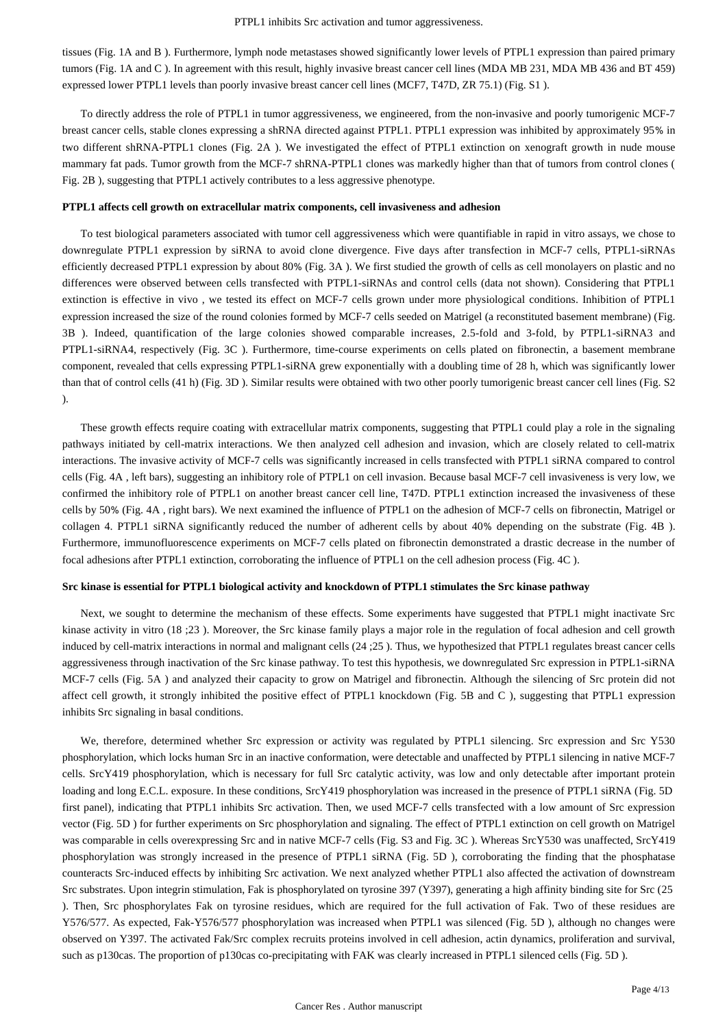tissues (Fig. 1A and B ). Furthermore, lymph node metastases showed significantly lower levels of PTPL1 expression than paired primary tumors (Fig. 1A and C ). In agreement with this result, highly invasive breast cancer cell lines (MDA MB 231, MDA MB 436 and BT 459) expressed lower PTPL1 levels than poorly invasive breast cancer cell lines (MCF7, T47D, ZR 75.1) (Fig. S1 ).

To directly address the role of PTPL1 in tumor aggressiveness, we engineered, from the non-invasive and poorly tumorigenic MCF-7 breast cancer cells, stable clones expressing a shRNA directed against PTPL1. PTPL1 expression was inhibited by approximately 95% in two different shRNA-PTPL1 clones (Fig. 2A ). We investigated the effect of PTPL1 extinction on xenograft growth in nude mouse mammary fat pads. Tumor growth from the MCF-7 shRNA-PTPL1 clones was markedly higher than that of tumors from control clones ( Fig. 2B ), suggesting that PTPL1 actively contributes to a less aggressive phenotype.

### PTPL1 affects cell growth on extracellular matrix components, cell invasiveness and adhesion

To test biological parameters associated with tumor cell aggressiveness which were quantifiable in rapid in vitro assays, we chose to downregulate PTPL1 expression by siRNA to avoid clone divergence. Five days after transfection in MCF-7 cells, PTPL1-siRNAs efficiently decreased PTPL1 expression by about 80% (Fig. 3A ). We first studied the growth of cells as cell monolayers on plastic and no differences were observed between cells transfected with PTPL1-siRNAs and control cells (data not shown). Considering that PTPL1 extinction is effective in vivo , we tested its effect on MCF-7 cells grown under more physiological conditions. Inhibition of PTPL1 expression increased the size of the round colonies formed by MCF-7 cells seeded on Matrigel (a reconstituted basement membrane) (Fig. 3B ). Indeed, quantification of the large colonies showed comparable increases, 2.5-fold and 3-fold, by PTPL1-siRNA3 and PTPL1-siRNA4, respectively (Fig. 3C ). Furthermore, time-course experiments on cells plated on fibronectin, a basement membrane component, revealed that cells expressing PTPL1-siRNA grew exponentially with a doubling time of 28 h, which was significantly lower than that of control cells (41 h) (Fig. 3D ). Similar results were obtained with two other poorly tumorigenic breast cancer cell lines (Fig. S2 ).

These growth effects require coating with extracellular matrix components, suggesting that PTPL1 could play a role in the signaling pathways initiated by cell-matrix interactions. We then analyzed cell adhesion and invasion, which are closely related to cell-matrix interactions. The invasive activity of MCF-7 cells was significantly increased in cells transfected with PTPL1 siRNA compared to control cells (Fig. 4A , left bars), suggesting an inhibitory role of PTPL1 on cell invasion. Because basal MCF-7 cell invasiveness is very low, we confirmed the inhibitory role of PTPL1 on another breast cancer cell line, T47D. PTPL1 extinction increased the invasiveness of these cells by 50% (Fig. 4A , right bars). We next examined the influence of PTPL1 on the adhesion of MCF-7 cells on fibronectin, Matrigel or collagen 4. PTPL1 siRNA significantly reduced the number of adherent cells by about 40% depending on the substrate (Fig. 4B ). Furthermore, immunofluorescence experiments on MCF-7 cells plated on fibronectin demonstrated a drastic decrease in the number of focal adhesions after PTPL1 extinction, corroborating the influence of PTPL1 on the cell adhesion process (Fig. 4C ).

### Src kinase is essential for PTPL1 biological activity and knockdown of PTPL1 stimulates the Src kinase pathway

Next, we sought to determine the mechanism of these effects. Some experiments have suggested that PTPL1 might inactivate Src kinase activity in vitro (18 ;23 ). Moreover, the Src kinase family plays a major role in the regulation of focal adhesion and cell growth induced by cell-matrix interactions in normal and malignant cells (24 ;25 ). Thus, we hypothesized that PTPL1 regulates breast cancer cells aggressiveness through inactivation of the Src kinase pathway. To test this hypothesis, we downregulated Src expression in PTPL1-siRNA MCF-7 cells (Fig. 5A ) and analyzed their capacity to grow on Matrigel and fibronectin. Although the silencing of Src protein did not affect cell growth, it strongly inhibited the positive effect of PTPL1 knockdown (Fig. 5B and C ), suggesting that PTPL1 expression inhibits Src signaling in basal conditions.

We, therefore, determined whether Src expression or activity was regulated by PTPL1 silencing. Src expression and Src Y530 phosphorylation, which locks human Src in an inactive conformation, were detectable and unaffected by PTPL1 silencing in native MCF-7 cells. SrcY419 phosphorylation, which is necessary for full Src catalytic activity, was low and only detectable after important protein loading and long E.C.L. exposure. In these conditions, SrcY419 phosphorylation was increased in the presence of PTPL1 siRNA (Fig. 5D first panel), indicating that PTPL1 inhibits Src activation. Then, we used MCF-7 cells transfected with a low amount of Src expression vector (Fig. 5D ) for further experiments on Src phosphorylation and signaling. The effect of PTPL1 extinction on cell growth on Matrigel was comparable in cells overexpressing Src and in native MCF-7 cells (Fig. S3 and Fig. 3C ). Whereas SrcY530 was unaffected, SrcY419 phosphorylation was strongly increased in the presence of PTPL1 siRNA (Fig. 5D ), corroborating the finding that the phosphatase counteracts Src-induced effects by inhibiting Src activation. We next analyzed whether PTPL1 also affected the activation of downstream Src substrates. Upon integrin stimulation, Fak is phosphorylated on tyrosine 397 (Y397), generating a high affinity binding site for Src (25 ). Then, Src phosphorylates Fak on tyrosine residues, which are required for the full activation of Fak. Two of these residues are Y576/577. As expected, Fak-Y576/577 phosphorylation was increased when PTPL1 was silenced (Fig. 5D ), although no changes were observed on Y397. The activated Fak/Src complex recruits proteins involved in cell adhesion, actin dynamics, proliferation and survival, such as p130cas. The proportion of p130cas co-precipitating with FAK was clearly increased in PTPL1 silenced cells (Fig. 5D ).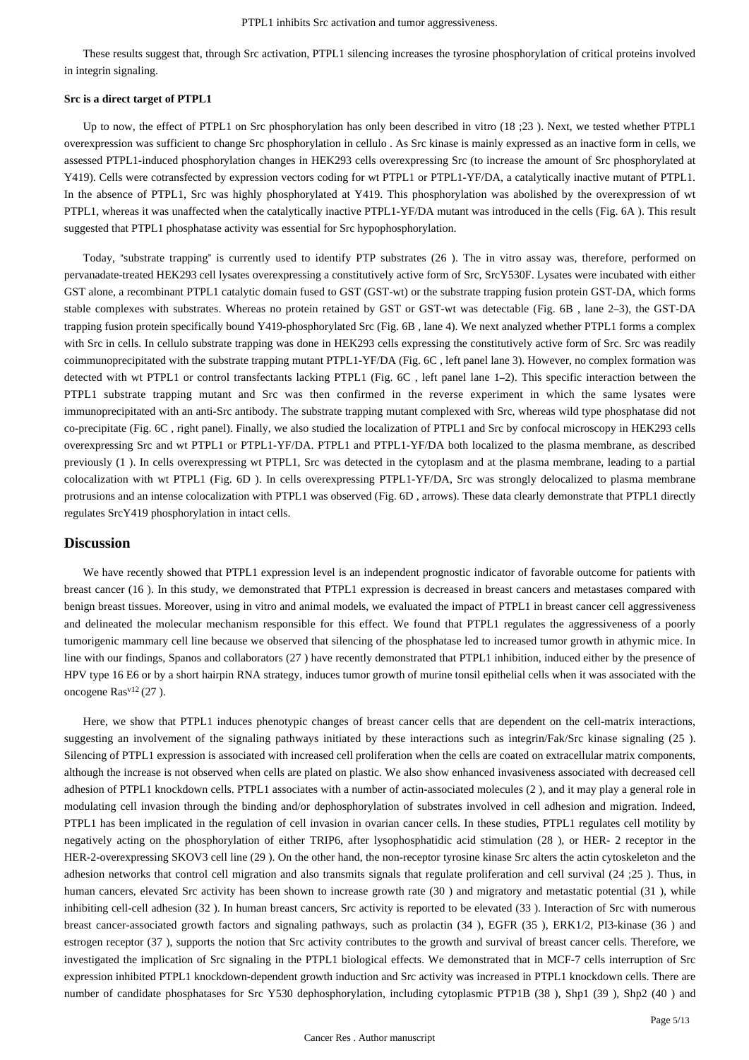These results suggest that, through Src activation, PTPL1 silencing increases the tyrosine phosphorylation of critical proteins involved in integrin signaling.

### Src is a direct target of PTPL1

Up to now, the effect of PTPL1 on Src phosphorylation has only been described in vitro (18 ;23 ). Next, we tested whether PTPL1 overexpression was sufficient to change Src phosphorylation in cellulo . As Src kinase is mainly expressed as an inactive form in cells, we assessed PTPL1-induced phosphorylation changes in HEK293 cells overexpressing Src (to increase the amount of Src phosphorylated at Y419). Cells were cotransfected by expression vectors coding for wt PTPL1 or PTPL1-YF/DA, a catalytically inactive mutant of PTPL1. In the absence of PTPL1, Src was highly phosphorylated at Y419. This phosphorylation was abolished by the overexpression of wt PTPL1, whereas it was unaffected when the catalytically inactive PTPL1-YF/DA mutant was introduced in the cells (Fig. 6A ). This result suggested that PTPL1 phosphatase activity was essential for Src hypophosphorylation.

Today, "substrate trapping" is currently used to identify PTP substrates (26 ). The in vitro assay was, therefore, performed on pervanadate-treated HEK293 cell lysates overexpressing a constitutively active form of Src, SrcY530F. Lysates were incubated with either GST alone, a recombinant PTPL1 catalytic domain fused to GST (GST-wt) or the substrate trapping fusion protein GST-DA, which forms stable complexes with substrates. Whereas no protein retained by GST or GST-wt was detectable (Fig. 6B , lane 2–3), the GST-DA trapping fusion protein specifically bound Y419-phosphorylated Src (Fig. 6B , lane 4). We next analyzed whether PTPL1 forms a complex with Src in cells. In cellulo substrate trapping was done in HEK293 cells expressing the constitutively active form of Src. Src was readily coimmunoprecipitated with the substrate trapping mutant PTPL1-YF/DA (Fig. 6C , left panel lane 3). However, no complex formation was detected with wt PTPL1 or control transfectants lacking PTPL1 (Fig. 6C , left panel lane 1–2). This specific interaction between the PTPL1 substrate trapping mutant and Src was then confirmed in the reverse experiment in which the same lysates were immunoprecipitated with an anti-Src antibody. The substrate trapping mutant complexed with Src, whereas wild type phosphatase did not co-precipitate (Fig. 6C , right panel). Finally, we also studied the localization of PTPL1 and Src by confocal microscopy in HEK293 cells overexpressing Src and wt PTPL1 or PTPL1-YF/DA. PTPL1 and PTPL1-YF/DA both localized to the plasma membrane, as described previously (1 ). In cells overexpressing wt PTPL1, Src was detected in the cytoplasm and at the plasma membrane, leading to a partial colocalization with wt PTPL1 (Fig. 6D ). In cells overexpressing PTPL1-YF/DA, Src was strongly delocalized to plasma membrane protrusions and an intense colocalization with PTPL1 was observed (Fig. 6D , arrows). These data clearly demonstrate that PTPL1 directly regulates SrcY419 phosphorylation in intact cells.

## Discussion

We have recently showed that PTPL1 expression level is an independent prognostic indicator of favorable outcome for patients with breast cancer (16 ). In this study, we demonstrated that PTPL1 expression is decreased in breast cancers and metastases compared with benign breast tissues. Moreover, using in vitro and animal models, we evaluated the impact of PTPL1 in breast cancer cell aggressiveness and delineated the molecular mechanism responsible for this effect. We found that PTPL1 regulates the aggressiveness of a poorly tumorigenic mammary cell line because we observed that silencing of the phosphatase led to increased tumor growth in athymic mice. In line with our findings, Spanos and collaborators (27 ) have recently demonstrated that PTPL1 inhibition, induced either by the presence of HPV type 16 E6 or by a short hairpin RNA strategy, induces tumor growth of murine tonsil epithelial cells when it was associated with the oncogene $Ras^{v12}$ (27 ).

Here, we show that PTPL1 induces phenotypic changes of breast cancer cells that are dependent on the cell-matrix interactions, suggesting an involvement of the signaling pathways initiated by these interactions such as integrin/Fak/Src kinase signaling (25 ). Silencing of PTPL1 expression is associated with increased cell proliferation when the cells are coated on extracellular matrix components, although the increase is not observed when cells are plated on plastic. We also show enhanced invasiveness associated with decreased cell adhesion of PTPL1 knockdown cells. PTPL1 associates with a number of actin-associated molecules (2 ), and it may play a general role in modulating cell invasion through the binding and/or dephosphorylation of substrates involved in cell adhesion and migration. Indeed, PTPL1 has been implicated in the regulation of cell invasion in ovarian cancer cells. In these studies, PTPL1 regulates cell motility by negatively acting on the phosphorylation of either TRIP6, after lysophosphatidic acid stimulation (28 ), or HER- 2 receptor in the HER-2-overexpressing SKOV3 cell line (29 ). On the other hand, the non-receptor tyrosine kinase Src alters the actin cytoskeleton and the adhesion networks that control cell migration and also transmits signals that regulate proliferation and cell survival (24 ;25 ). Thus, in human cancers, elevated Src activity has been shown to increase growth rate (30 ) and migratory and metastatic potential (31 ), while inhibiting cell-cell adhesion (32 ). In human breast cancers, Src activity is reported to be elevated (33 ). Interaction of Src with numerous breast cancer-associated growth factors and signaling pathways, such as prolactin (34 ), EGFR (35 ), ERK1/2, PI3-kinase (36 ) and estrogen receptor (37 ), supports the notion that Src activity contributes to the growth and survival of breast cancer cells. Therefore, we investigated the implication of Src signaling in the PTPL1 biological effects. We demonstrated that in MCF-7 cells interruption of Src expression inhibited PTPL1 knockdown-dependent growth induction and Src activity was increased in PTPL1 knockdown cells. There are number of candidate phosphatases for Src Y530 dephosphorylation, including cytoplasmic PTP1B (38 ), Shp1 (39 ), Shp2 (40 ) and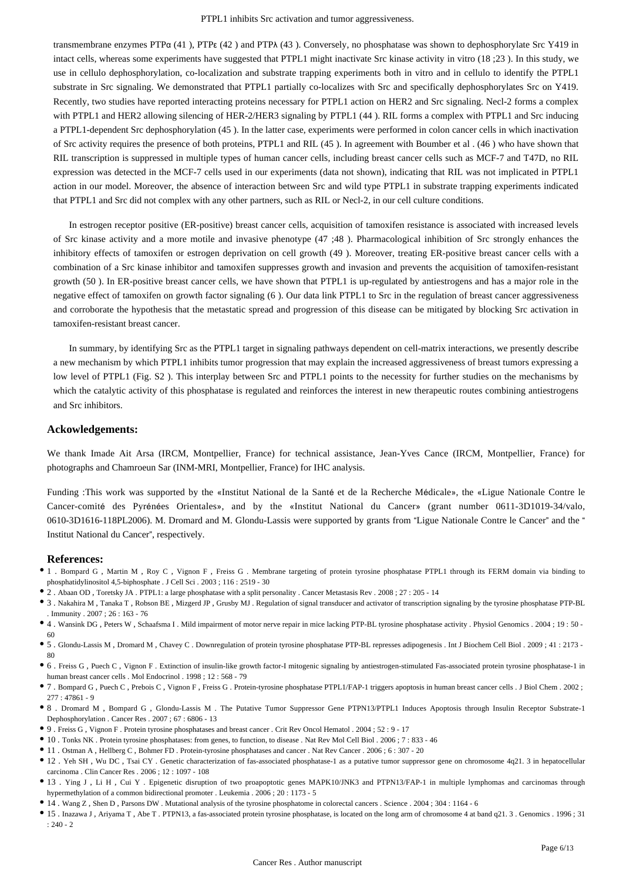transmembrane enzymes PTPα (41 ), PTPε (42 ) and PTPλ (43 ). Conversely, no phosphatase was shown to dephosphorylate Src Y419 in intact cells, whereas some experiments have suggested that PTPL1 might inactivate Src kinase activity in vitro (18 ;23 ). In this study, we use in cellulo dephosphorylation, co-localization and substrate trapping experiments both in vitro and in cellulo to identify the PTPL1 substrate in Src signaling. We demonstrated that PTPL1 partially co-localizes with Src and specifically dephosphorylates Src on Y419. Recently, two studies have reported interacting proteins necessary for PTPL1 action on HER2 and Src signaling. Necl-2 forms a complex with PTPL1 and HER2 allowing silencing of HER-2/HER3 signaling by PTPL1 (44 ). RIL forms a complex with PTPL1 and Src inducing a PTPL1-dependent Src dephosphorylation (45 ). In the latter case, experiments were performed in colon cancer cells in which inactivation of Src activity requires the presence of both proteins, PTPL1 and RIL (45 ). In agreement with Boumber et al . (46 ) who have shown that RIL transcription is suppressed in multiple types of human cancer cells, including breast cancer cells such as MCF-7 and T47D, no RIL expression was detected in the MCF-7 cells used in our experiments (data not shown), indicating that RIL was not implicated in PTPL1 action in our model. Moreover, the absence of interaction between Src and wild type PTPL1 in substrate trapping experiments indicated that PTPL1 and Src did not complex with any other partners, such as RIL or Necl-2, in our cell culture conditions.

In estrogen receptor positive (ER-positive) breast cancer cells, acquisition of tamoxifen resistance is associated with increased levels of Src kinase activity and a more motile and invasive phenotype (47 ;48 ). Pharmacological inhibition of Src strongly enhances the inhibitory effects of tamoxifen or estrogen deprivation on cell growth (49 ). Moreover, treating ER-positive breast cancer cells with a combination of a Src kinase inhibitor and tamoxifen suppresses growth and invasion and prevents the acquisition of tamoxifen-resistant growth (50 ). In ER-positive breast cancer cells, we have shown that PTPL1 is up-regulated by antiestrogens and has a major role in the negative effect of tamoxifen on growth factor signaling (6 ). Our data link PTPL1 to Src in the regulation of breast cancer aggressiveness and corroborate the hypothesis that the metastatic spread and progression of this disease can be mitigated by blocking Src activation in tamoxifen-resistant breast cancer.

In summary, by identifying Src as the PTPL1 target in signaling pathways dependent on cell-matrix interactions, we presently describe a new mechanism by which PTPL1 inhibits tumor progression that may explain the increased aggressiveness of breast tumors expressing a low level of PTPL1 (Fig. S2 ). This interplay between Src and PTPL1 points to the necessity for further studies on the mechanisms by which the catalytic activity of this phosphatase is regulated and reinforces the interest in new therapeutic routes combining antiestrogens and Src inhibitors.

## Ackowledgements:

We thank Imade Ait Arsa (IRCM, Montpellier, France) for technical assistance, Jean-Yves Cance (IRCM, Montpellier, France) for photographs and Chamroeun Sar (INM-MRI, Montpellier, France) for IHC analysis.

Funding :This work was supported by the «Institut National de la Santé et de la Recherche Médicale», the «Ligue Nationale Contre le Cancer-comité des Pyrénées Orientales», and by the «Institut National du Cancer» (grant number 0611-3D1019-34/valo, 0610-3D1616-118PL2006). M. Dromard and M. Glondu-Lassis were supported by grants from "Ligue Nationale Contre le Cancer" and the " Institut National du Cancer", respectively.

## References:

- 1 . Bompard G , Martin M , Roy C , Vignon F , Freiss G . Membrane targeting of protein tyrosine phosphatase PTPL1 through its FERM domain via binding to phosphatidylinositol 4,5-biphosphate . J Cell Sci . 2003 ; 116 : 2519 - 30
- 2 . Abaan OD , Toretsky JA . PTPL1: a large phosphatase with a split personality . Cancer Metastasis Rev . 2008 ; 27 : 205 - 14
- 3 . Nakahira M , Tanaka T , Robson BE , Mizgerd JP , Grusby MJ . Regulation of signal transducer and activator of transcription signaling by the tyrosine phosphatase PTP-BL . Immunity . 2007 ; 26 : 163 - 76
- 4 . Wansink DG , Peters W , Schaafsma I . Mild impairment of motor nerve repair in mice lacking PTP-BL tyrosine phosphatase activity . Physiol Genomics . 2004 ; 19 : 50 - 60
- 5 . Glondu-Lassis M , Dromard M , Chavey C . Downregulation of protein tyrosine phosphatase PTP-BL represses adipogenesis . Int J Biochem Cell Biol . 2009 ; 41 : 2173 - 80
- 6 . Freiss G , Puech C , Vignon F . Extinction of insulin-like growth factor-I mitogenic signaling by antiestrogen-stimulated Fas-associated protein tyrosine phosphatase-1 in human breast cancer cells . Mol Endocrinol . 1998 ; 12 : 568 - 79
- 7 . Bompard G , Puech C , Prebois C , Vignon F , Freiss G . Protein-tyrosine phosphatase PTPL1/FAP-1 triggers apoptosis in human breast cancer cells . J Biol Chem . 2002 ; 277 : 47861 - 9
- 8 . Dromard M , Bompard G , Glondu-Lassis M . The Putative Tumor Suppressor Gene PTPN13/PTPL1 Induces Apoptosis through Insulin Receptor Substrate-1 Dephosphorylation . Cancer Res . 2007 ; 67 : 6806 - 13
- 9 . Freiss G , Vignon F . Protein tyrosine phosphatases and breast cancer . Crit Rev Oncol Hematol . 2004 ; 52 : 9 - 17
- 10 . Tonks NK . Protein tyrosine phosphatases: from genes, to function, to disease . Nat Rev Mol Cell Biol . 2006 ; 7 : 833 - 46
- 11 . Ostman A , Hellberg C , Bohmer FD . Protein-tyrosine phosphatases and cancer . Nat Rev Cancer . 2006 ; 6 : 307 - 20
- 12 . Yeh SH , Wu DC , Tsai CY . Genetic characterization of fas-associated phosphatase-1 as a putative tumor suppressor gene on chromosome 4q21. 3 in hepatocellular carcinoma . Clin Cancer Res . 2006 ; 12 : 1097 - 108
- 13 . Ying J , Li H , Cui Y . Epigenetic disruption of two proapoptotic genes MAPK10/JNK3 and PTPN13/FAP-1 in multiple lymphomas and carcinomas through hypermethylation of a common bidirectional promoter . Leukemia . 2006 ; 20 : 1173 - 5
- 14 . Wang Z , Shen D , Parsons DW . Mutational analysis of the tyrosine phosphatome in colorectal cancers . Science . 2004 ; 304 : 1164 - 6
- 15 . Inazawa J , Ariyama T , Abe T . PTPN13, a fas-associated protein tyrosine phosphatase, is located on the long arm of chromosome 4 at band q21. 3 . Genomics . 1996 ; 31 : 240 - 2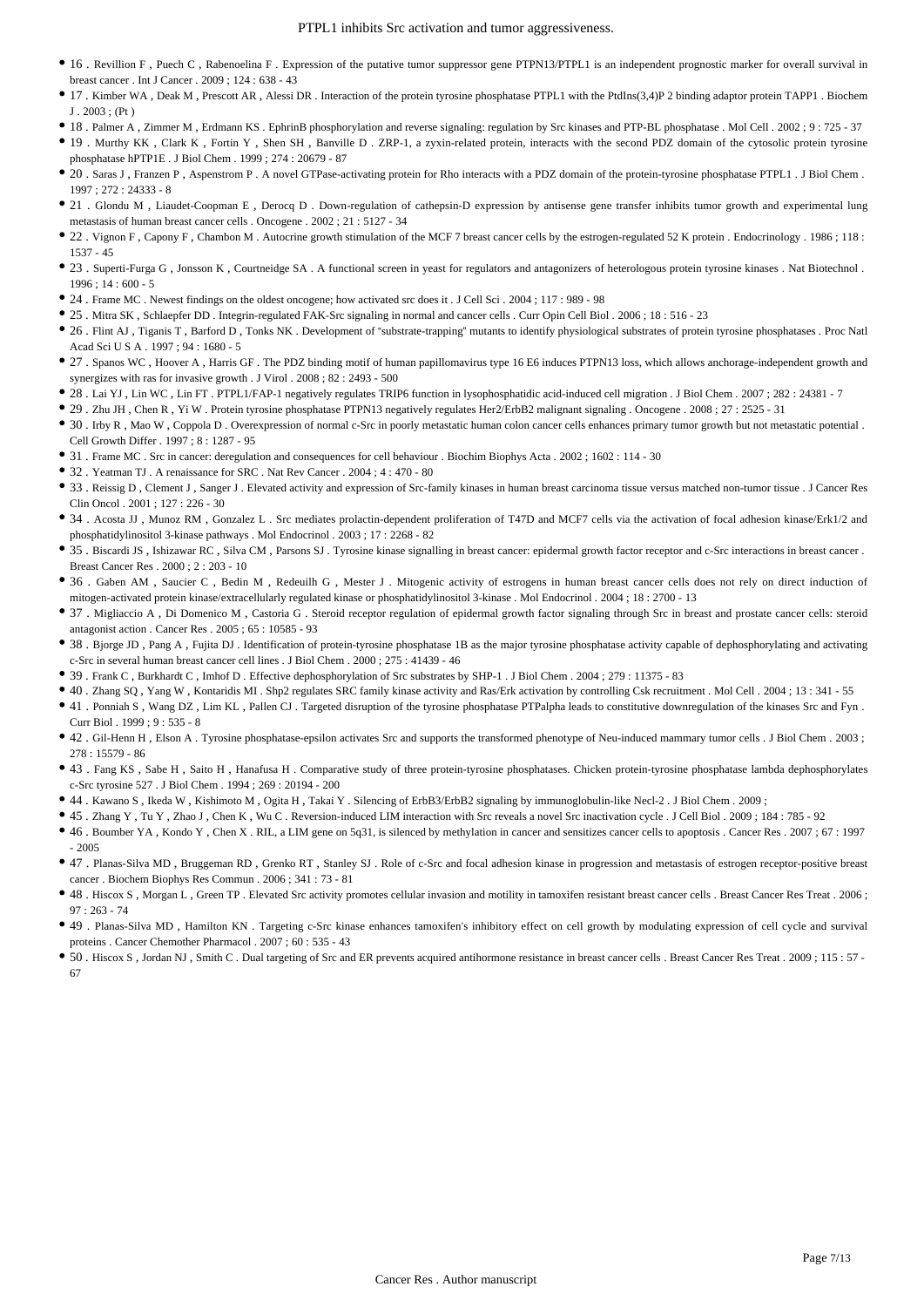- 16 . Revillion F , Puech C , Rabenoelina F . Expression of the putative tumor suppressor gene PTPN13/PTPL1 is an independent prognostic marker for overall survival in breast cancer . Int J Cancer . 2009 ; 124 : 638 - 43
- 17 . Kimber WA , Deak M , Prescott AR , Alessi DR . Interaction of the protein tyrosine phosphatase PTPL1 with the PtdIns(3,4)P 2 binding adaptor protein TAPP1 . Biochem J . 2003 ; (Pt )
- 18 . Palmer A , Zimmer M , Erdmann KS . EphrinB phosphorylation and reverse signaling: regulation by Src kinases and PTP-BL phosphatase . Mol Cell . 2002 ; 9 : 725 - 37
- 19 . Murthy KK , Clark K , Fortin Y , Shen SH , Banville D . ZRP-1, a zyxin-related protein, interacts with the second PDZ domain of the cytosolic protein tyrosine phosphatase hPTP1E . J Biol Chem . 1999 ; 274 : 20679 - 87
- 20 . Saras J , Franzen P , Aspenstrom P . A novel GTPase-activating protein for Rho interacts with a PDZ domain of the protein-tyrosine phosphatase PTPL1 . J Biol Chem . 1997 ; 272 : 24333 - 8
- 21 . Glondu M , Liaudet-Coopman E , Derocq D . Down-regulation of cathepsin-D expression by antisense gene transfer inhibits tumor growth and experimental lung metastasis of human breast cancer cells . Oncogene . 2002 ; 21 : 5127 - 34
- 22 . Vignon F , Capony F , Chambon M . Autocrine growth stimulation of the MCF 7 breast cancer cells by the estrogen-regulated 52 K protein . Endocrinology . 1986 ; 118 : 1537 - 45
- 23 . Superti-Furga G , Jonsson K , Courtneidge SA . A functional screen in yeast for regulators and antagonizers of heterologous protein tyrosine kinases . Nat Biotechnol . 1996 ; 14 : 600 - 5
- 24 . Frame MC . Newest findings on the oldest oncogene; how activated src does it . J Cell Sci . 2004 ; 117 : 989 - 98
- 25 . Mitra SK , Schlaepfer DD . Integrin-regulated FAK-Src signaling in normal and cancer cells . Curr Opin Cell Biol . 2006 ; 18 : 516 - 23
- 26 . Flint AJ , Tiganis T , Barford D , Tonks NK . Development of "substrate-trapping" mutants to identify physiological substrates of protein tyrosine phosphatases . Proc Natl Acad Sci U S A . 1997 ; 94 : 1680 - 5
- 27 . Spanos WC , Hoover A , Harris GF . The PDZ binding motif of human papillomavirus type 16 E6 induces PTPN13 loss, which allows anchorage-independent growth and synergizes with ras for invasive growth . J Virol . 2008 ; 82 : 2493 - 500
- 28 . Lai YJ , Lin WC , Lin FT . PTPL1/FAP-1 negatively regulates TRIP6 function in lysophosphatidic acid-induced cell migration . J Biol Chem . 2007 ; 282 : 24381 - 7
- 29 . Zhu JH , Chen R , Yi W . Protein tyrosine phosphatase PTPN13 negatively regulates Her2/ErbB2 malignant signaling . Oncogene . 2008 ; 27 : 2525 - 31
- 30 . Irby R , Mao W , Coppola D . Overexpression of normal c-Src in poorly metastatic human colon cancer cells enhances primary tumor growth but not metastatic potential . Cell Growth Differ . 1997 ; 8 : 1287 - 95
- 31 . Frame MC . Src in cancer: deregulation and consequences for cell behaviour . Biochim Biophys Acta . 2002 ; 1602 : 114 - 30
- 32 . Yeatman TJ . A renaissance for SRC . Nat Rev Cancer . 2004 ; 4 : 470 - 80
- 33 . Reissig D , Clement J , Sanger J . Elevated activity and expression of Src-family kinases in human breast carcinoma tissue versus matched non-tumor tissue . J Cancer Res Clin Oncol . 2001 ; 127 : 226 - 30
- 34 . Acosta JJ , Munoz RM , Gonzalez L . Src mediates prolactin-dependent proliferation of T47D and MCF7 cells via the activation of focal adhesion kinase/Erk1/2 and phosphatidylinositol 3-kinase pathways . Mol Endocrinol . 2003 ; 17 : 2268 - 82
- 35 . Biscardi JS , Ishizawar RC , Silva CM , Parsons SJ . Tyrosine kinase signalling in breast cancer: epidermal growth factor receptor and c-Src interactions in breast cancer . Breast Cancer Res . 2000 ; 2 : 203 - 10
- 36 . Gaben AM , Saucier C , Bedin M , Redeuilh G , Mester J . Mitogenic activity of estrogens in human breast cancer cells does not rely on direct induction of mitogen-activated protein kinase/extracellularly regulated kinase or phosphatidylinositol 3-kinase . Mol Endocrinol . 2004 ; 18 : 2700 - 13
- 37 . Migliaccio A , Di Domenico M , Castoria G . Steroid receptor regulation of epidermal growth factor signaling through Src in breast and prostate cancer cells: steroid antagonist action . Cancer Res . 2005 ; 65 : 10585 - 93
- 38 . Bjorge JD , Pang A , Fujita DJ . Identification of protein-tyrosine phosphatase 1B as the major tyrosine phosphatase activity capable of dephosphorylating and activating c-Src in several human breast cancer cell lines . J Biol Chem . 2000 ; 275 : 41439 - 46
- 39 . Frank C , Burkhardt C , Imhof D . Effective dephosphorylation of Src substrates by SHP-1 . J Biol Chem . 2004 ; 279 : 11375 - 83
- 40 . Zhang SQ , Yang W , Kontaridis MI . Shp2 regulates SRC family kinase activity and Ras/Erk activation by controlling Csk recruitment . Mol Cell . 2004 ; 13 : 341 - 55
- 41 . Ponniah S , Wang DZ , Lim KL , Pallen CJ . Targeted disruption of the tyrosine phosphatase PTPalpha leads to constitutive downregulation of the kinases Src and Fyn . Curr Biol . 1999 ; 9 : 535 - 8
- 42 . Gil-Henn H , Elson A . Tyrosine phosphatase-epsilon activates Src and supports the transformed phenotype of Neu-induced mammary tumor cells . J Biol Chem . 2003 ; 278 : 15579 - 86
- 43 . Fang KS , Sabe H , Saito H , Hanafusa H . Comparative study of three protein-tyrosine phosphatases. Chicken protein-tyrosine phosphatase lambda dephosphorylates c-Src tyrosine 527 . J Biol Chem . 1994 ; 269 : 20194 - 200
- 44 . Kawano S , Ikeda W , Kishimoto M , Ogita H , Takai Y . Silencing of ErbB3/ErbB2 signaling by immunoglobulin-like Necl-2 . J Biol Chem . 2009 ;
- 45 . Zhang Y , Tu Y , Zhao J , Chen K , Wu C . Reversion-induced LIM interaction with Src reveals a novel Src inactivation cycle . J Cell Biol . 2009 ; 184 : 785 - 92
- 46 . Boumber YA , Kondo Y , Chen X . RIL, a LIM gene on 5q31, is silenced by methylation in cancer and sensitizes cancer cells to apoptosis . Cancer Res . 2007 ; 67 : 1997 - 2005
- 47 . Planas-Silva MD , Bruggeman RD , Grenko RT , Stanley SJ . Role of c-Src and focal adhesion kinase in progression and metastasis of estrogen receptor-positive breast cancer . Biochem Biophys Res Commun . 2006 ; 341 : 73 - 81
- 48 . Hiscox S , Morgan L , Green TP . Elevated Src activity promotes cellular invasion and motility in tamoxifen resistant breast cancer cells . Breast Cancer Res Treat . 2006 ; 97 : 263 - 74
- 49 . Planas-Silva MD , Hamilton KN . Targeting c-Src kinase enhances tamoxifen's inhibitory effect on cell growth by modulating expression of cell cycle and survival proteins . Cancer Chemother Pharmacol . 2007 ; 60 : 535 - 43
- 50 . Hiscox S , Jordan NJ , Smith C . Dual targeting of Src and ER prevents acquired antihormone resistance in breast cancer cells . Breast Cancer Res Treat . 2009 ; 115 : 57 - 67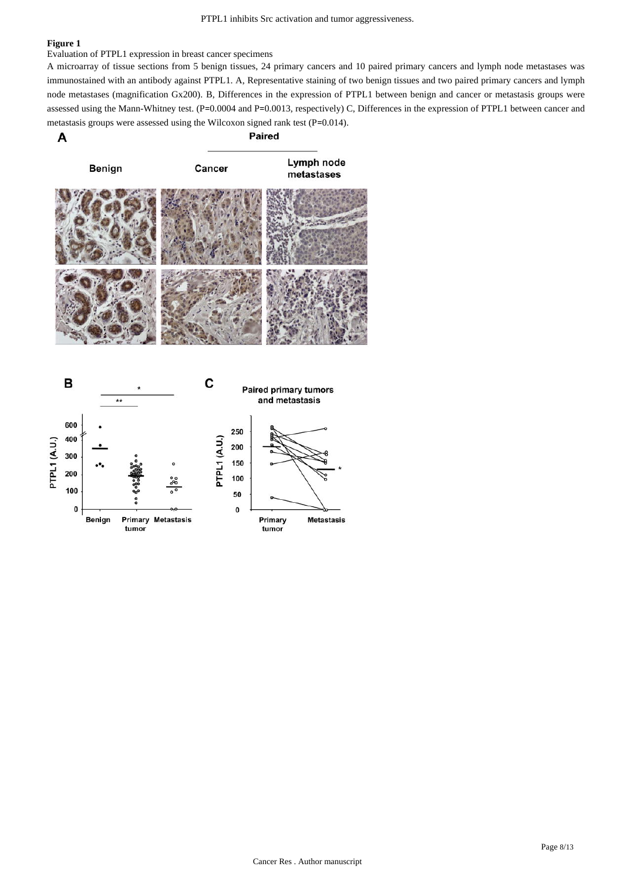**Figure 1**

Evaluation of PTPL1 expression in breast cancer specimens

A microarray of tissue sections from 5 benign tissues, 24 primary cancers and 10 paired primary cancers and lymph node metastases was immunostained with an antibody against PTPL1. A, Representative staining of two benign tissues and two paired primary cancers and lymph node metastases (magnification Gx200). B, Differences in the expression of PTPL1 between benign and cancer or metastasis groups were assessed using the Mann-Whitney test. (P=0.0004 and P=0.0013, respectively) C, Differences in the expression of PTPL1 between cancer and metastasis groups were assessed using the Wilcoxon signed rank test (P=0.014).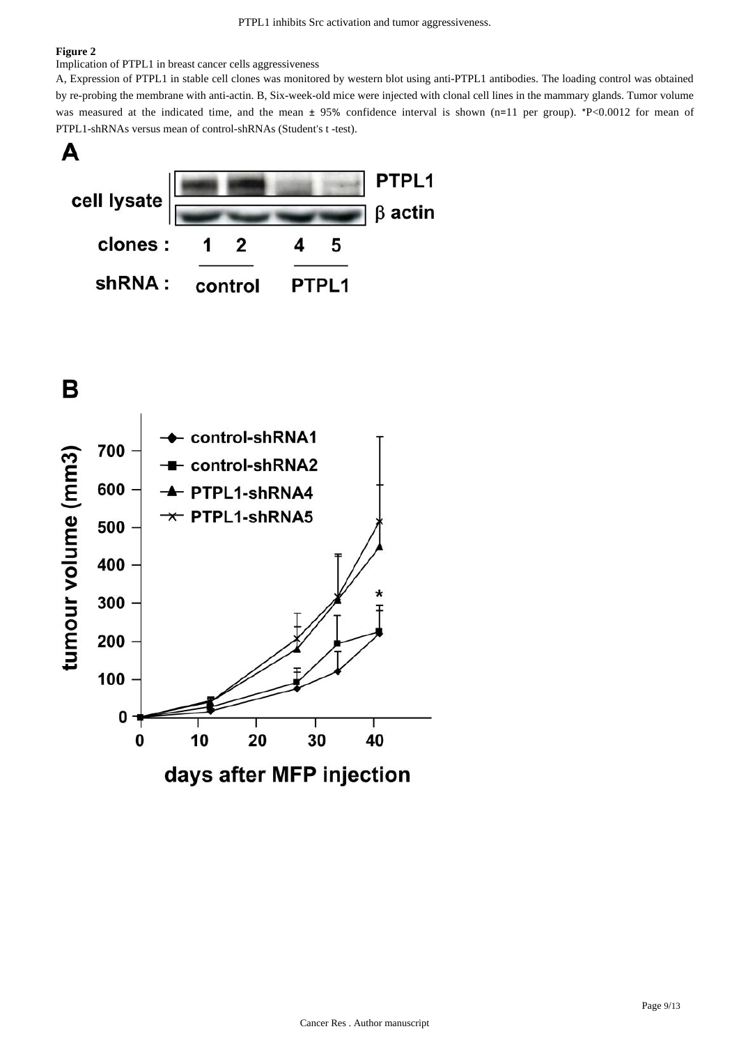**Figure 2**

Implication of PTPL1 in breast cancer cells aggressiveness

A, Expression of PTPL1 in stable cell clones was monitored by western blot using anti-PTPL1 antibodies. The loading control was obtained by re-probing the membrane with anti-actin. B, Six-week-old mice were injected with clonal cell lines in the mammary glands. Tumor volume was measured at the indicated time, and the mean ± 95% confidence interval is shown (n=11 per group). *P<0.0012 for mean of PTPL1-shRNAs versus mean of control-shRNAs (Student's t -test).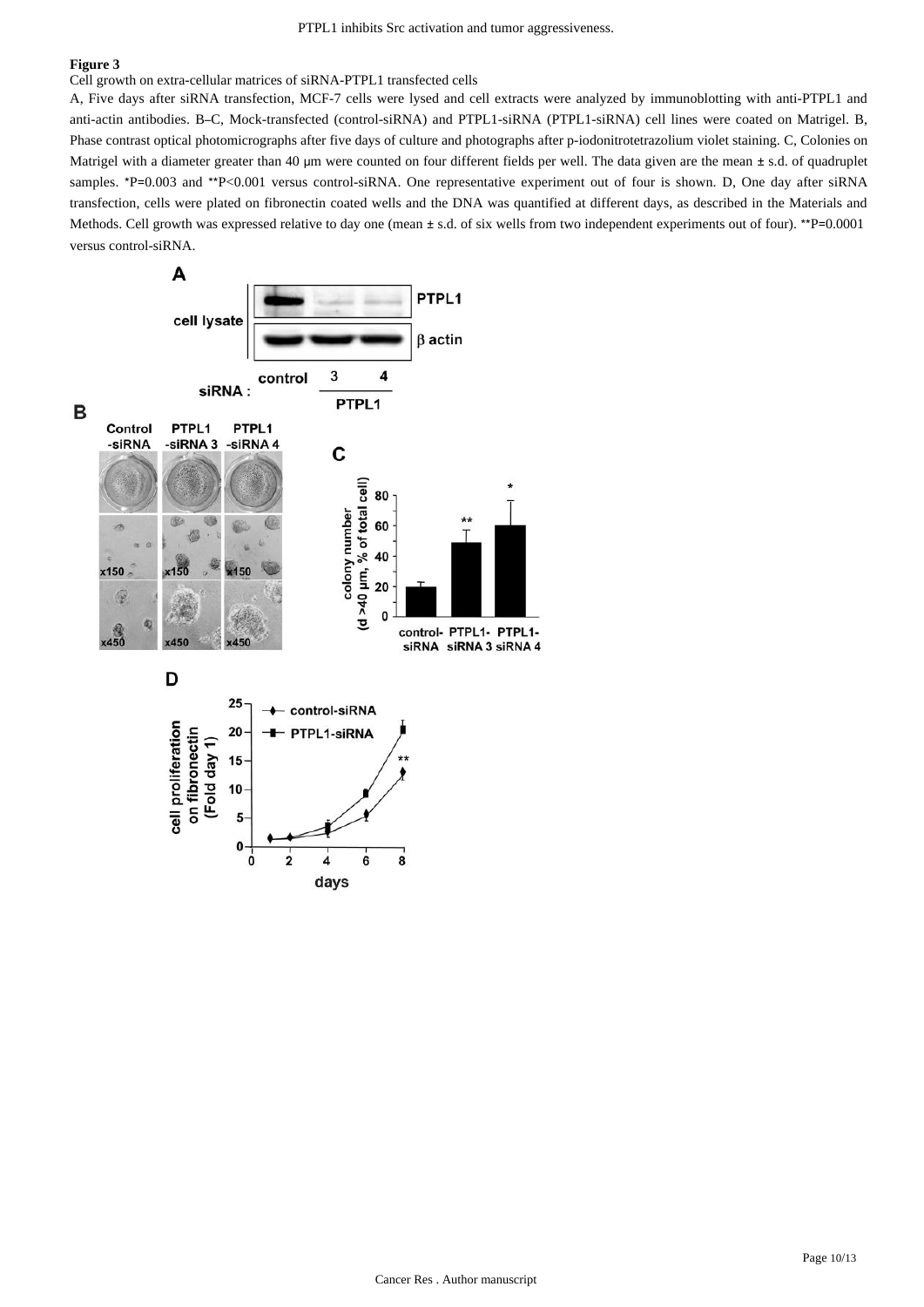**Figure 3**

Cell growth on extra-cellular matrices of siRNA-PTPL1 transfected cells

A, Five days after siRNA transfection, MCF-7 cells were lysed and cell extracts were analyzed by immunoblotting with anti-PTPL1 and anti-actin antibodies. B–C, Mock-transfected (control-siRNA) and PTPL1-siRNA (PTPL1-siRNA) cell lines were coated on Matrigel. B, Phase contrast optical photomicrographs after five days of culture and photographs after p-iodonitrotetrazolium violet staining. C, Colonies on Matrigel with a diameter greater than 40 μm were counted on four different fields per well. The data given are the mean ± s.d. of quadruplet samples. *P=0.003 and **P<0.001 versus control-siRNA. One representative experiment out of four is shown. D, One day after siRNA transfection, cells were plated on fibronectin coated wells and the DNA was quantified at different days, as described in the Materials and Methods. Cell growth was expressed relative to day one (mean ± s.d. of six wells from two independent experiments out of four). **P=0.0001 versus control-siRNA.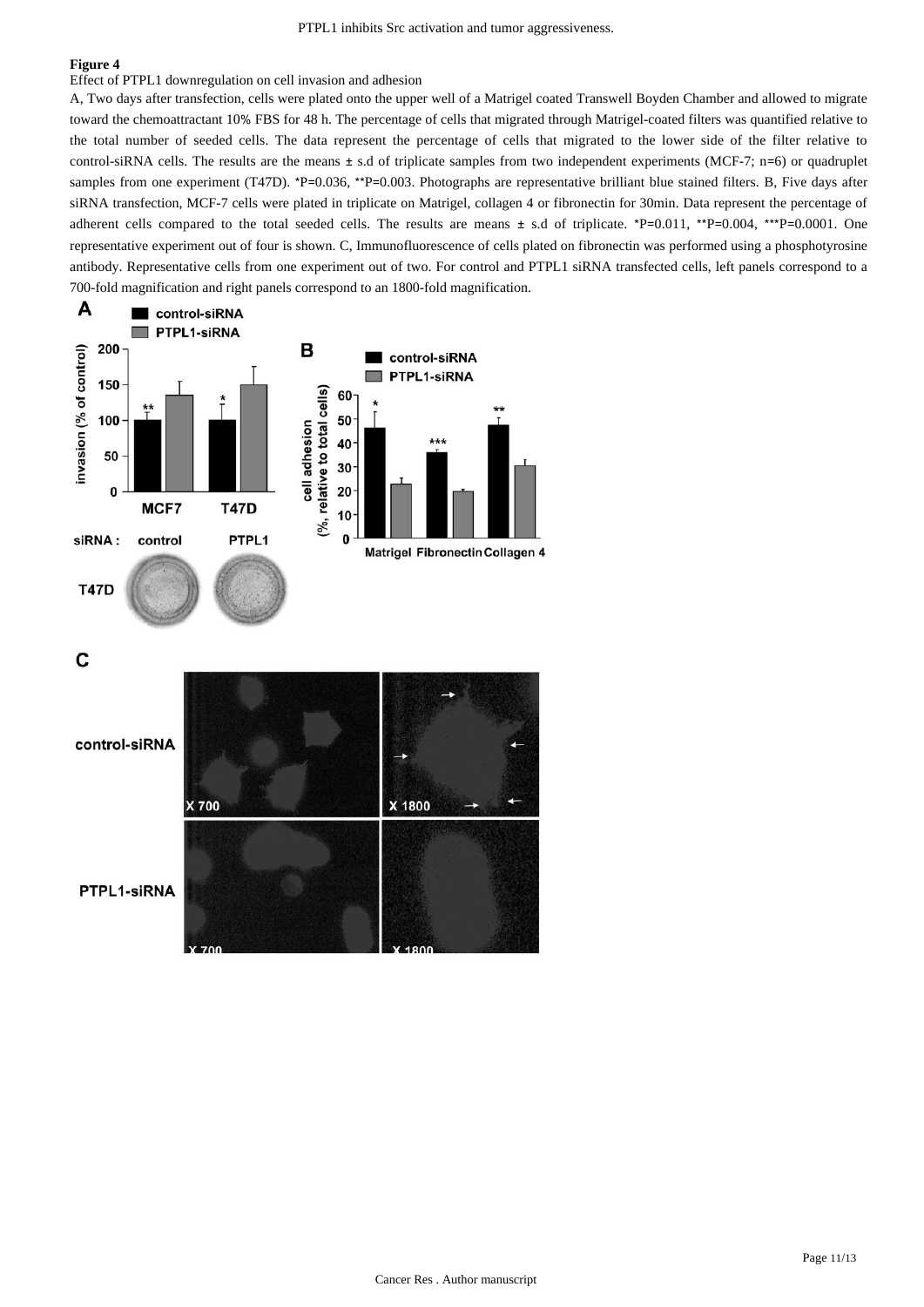**Figure 4**

Effect of PTPL1 downregulation on cell invasion and adhesion

A, Two days after transfection, cells were plated onto the upper well of a Matrigel coated Transwell Boyden Chamber and allowed to migrate toward the chemoattractant 10% FBS for 48 h. The percentage of cells that migrated through Matrigel-coated filters was quantified relative to the total number of seeded cells. The data represent the percentage of cells that migrated to the lower side of the filter relative to control-siRNA cells. The results are the means ± s.d of triplicate samples from two independent experiments (MCF-7; n=6) or quadruplet samples from one experiment (T47D). *P=0.036, **P=0.003. Photographs are representative brilliant blue stained filters. B, Five days after siRNA transfection, MCF-7 cells were plated in triplicate on Matrigel, collagen 4 or fibronectin for 30min. Data represent the percentage of adherent cells compared to the total seeded cells. The results are means ± s.d of triplicate. *P=0.011, **P=0.004, ***P=0.0001. One representative experiment out of four is shown. C, Immunofluorescence of cells plated on fibronectin was performed using a phosphotyrosine antibody. Representative cells from one experiment out of two. For control and PTPL1 siRNA transfected cells, left panels correspond to a 700-fold magnification and right panels correspond to an 1800-fold magnification.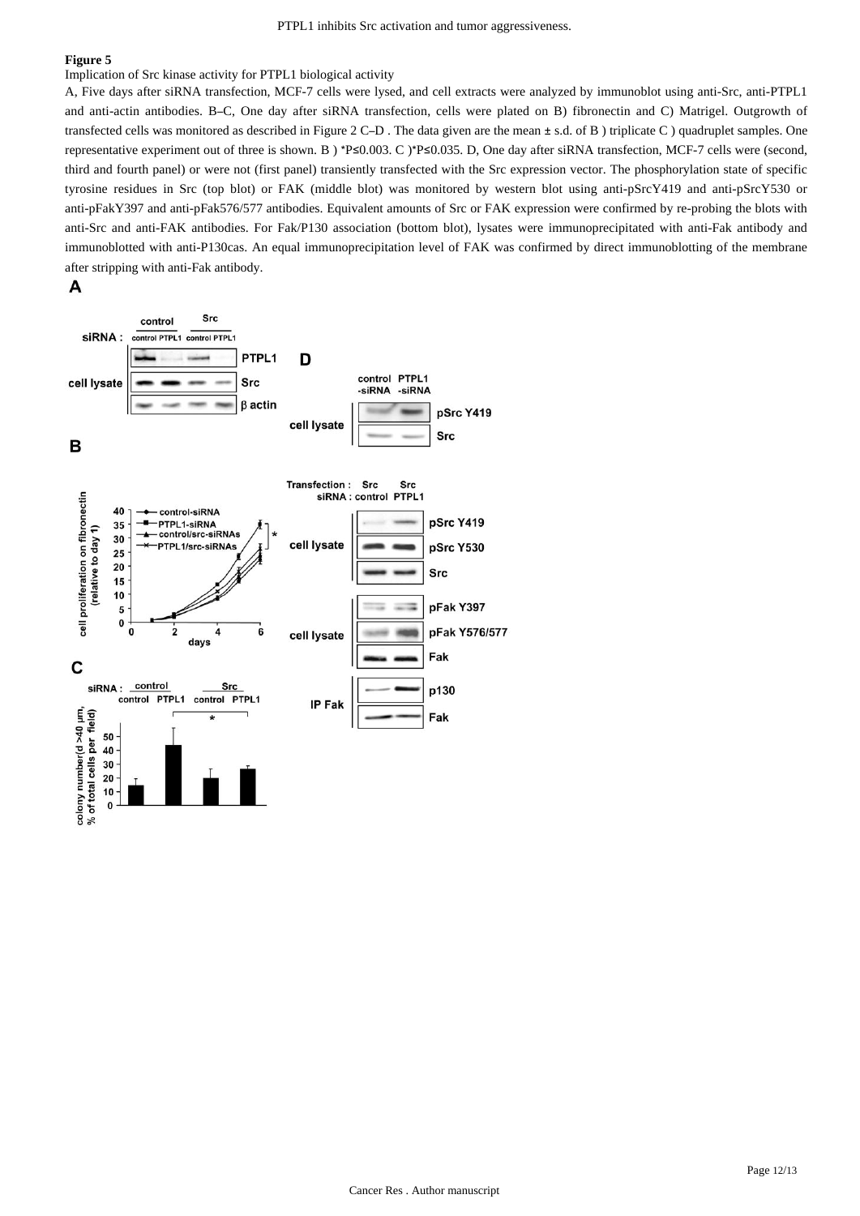**Figure 5**

Implication of Src kinase activity for PTPL1 biological activity

A, Five days after siRNA transfection, MCF-7 cells were lysed, and cell extracts were analyzed by immunoblot using anti-Src, anti-PTPL1 and anti-actin antibodies. B–C, One day after siRNA transfection, cells were plated on B) fibronectin and C) Matrigel. Outgrowth of transfected cells was monitored as described in Figure 2 C–D . The data given are the mean ± s.d. of B ) triplicate C ) quadruplet samples. One representative experiment out of three is shown. B ) *P≤0.003. C )*P≤0.035. D, One day after siRNA transfection, MCF-7 cells were (second, third and fourth panel) or were not (first panel) transiently transfected with the Src expression vector. The phosphorylation state of specific tyrosine residues in Src (top blot) or FAK (middle blot) was monitored by western blot using anti-pSrcY419 and anti-pSrcY530 or anti-pFakY397 and anti-pFak576/577 antibodies. Equivalent amounts of Src or FAK expression were confirmed by re-probing the blots with anti-Src and anti-FAK antibodies. For Fak/P130 association (bottom blot), lysates were immunoprecipitated with anti-Fak antibody and immunoblotted with anti-P130cas. An equal immunoprecipitation level of FAK was confirmed by direct immunoblotting of the membrane after stripping with anti-Fak antibody.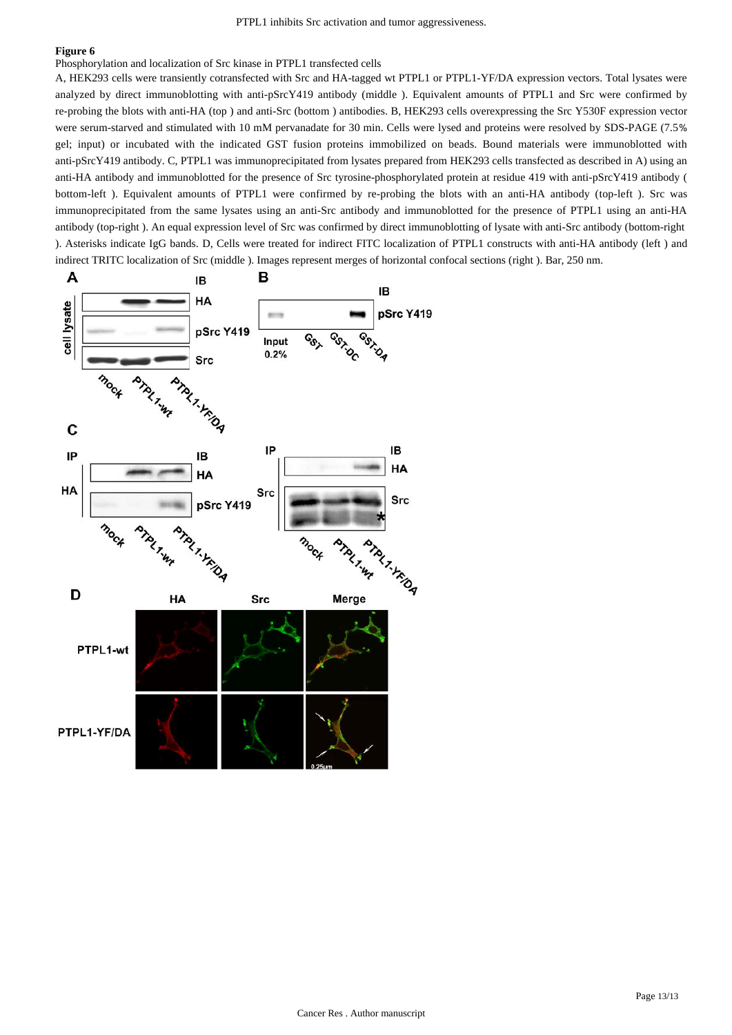**Figure 6**

Phosphorylation and localization of Src kinase in PTPL1 transfected cells

A, HEK293 cells were transiently cotransfected with Src and HA-tagged wt PTPL1 or PTPL1-YF/DA expression vectors. Total lysates were analyzed by direct immunoblotting with anti-pSrcY419 antibody (middle ). Equivalent amounts of PTPL1 and Src were confirmed by re-probing the blots with anti-HA (top ) and anti-Src (bottom ) antibodies. B, HEK293 cells overexpressing the Src Y530F expression vector were serum-starved and stimulated with 10 mM pervanadate for 30 min. Cells were lysed and proteins were resolved by SDS-PAGE (7.5% gel; input) or incubated with the indicated GST fusion proteins immobilized on beads. Bound materials were immunoblotted with anti-pSrcY419 antibody. C, PTPL1 was immunoprecipitated from lysates prepared from HEK293 cells transfected as described in A) using an anti-HA antibody and immunoblotted for the presence of Src tyrosine-phosphorylated protein at residue 419 with anti-pSrcY419 antibody ( bottom-left ). Equivalent amounts of PTPL1 were confirmed by re-probing the blots with an anti-HA antibody (top-left ). Src was immunoprecipitated from the same lysates using an anti-Src antibody and immunoblotted for the presence of PTPL1 using an anti-HA antibody (top-right ). An equal expression level of Src was confirmed by direct immunoblotting of lysate with anti-Src antibody (bottom-right ). Asterisks indicate IgG bands. D, Cells were treated for indirect FITC localization of PTPL1 constructs with anti-HA antibody (left ) and indirect TRITC localization of Src (middle ). Images represent merges of horizontal confocal sections (right ). Bar, 250 nm.

A
IB
cell lysate
HA
pSrc Y419
Src
mock
PTPL1-wt
PTPL1-YF/DA

B
IB
pSrc Y419
Input 0.2%
GST
GST-DC
GST-DA

C
IP
HA
IB
HA
pSrc Y419
mock
PTPL1-wt
PTPL1-YF/DA

IP
Src
IB
HA
Src
*
mock
PTPL1-wt
PTPL1-YF/DA

D
HA
Src
Merge
PTPL1-wt
PTPL1-YF/DA
0.25μm